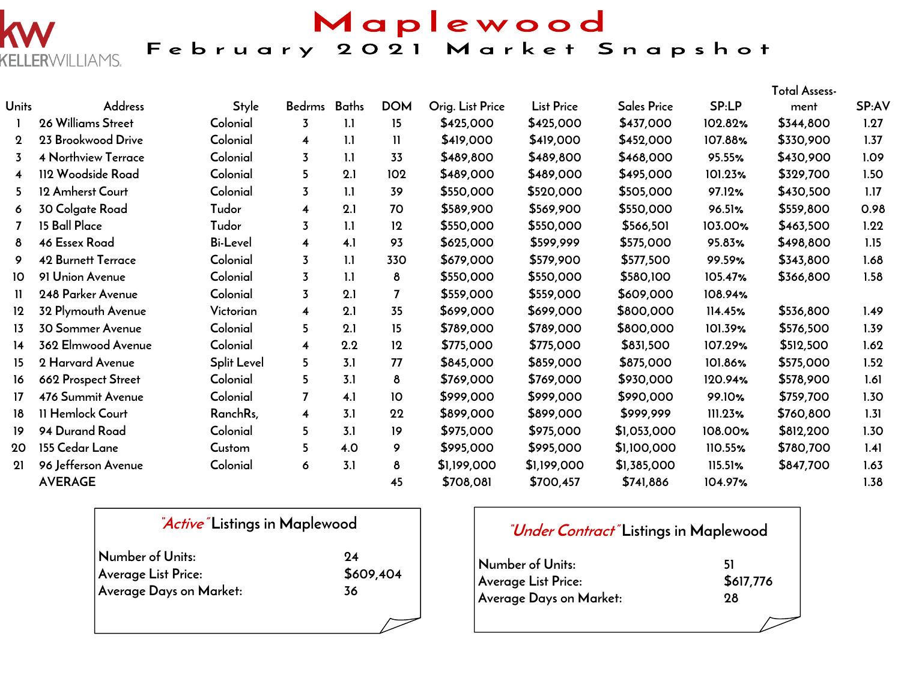KELLERWILLIAMS.

# Maplewood

## February 2021 Market Snapshot

| Units | Address | Style | Bedrms | Baths | DOM | Orig. List Price | List Price | Sales Price | SP:LP | Total Assess-ment | SP:AV |
|---|---|---|---|---|---|---|---|---|---|---|---|
| 1 | 26 Williams Street | Colonial | 3 | 1.1 | 15 | $425,000 | $425,000 | $437,000 | 102.82% | $344,800 | 1.27 |
| 2 | 23 Brookwood Drive | Colonial | 4 | 1.1 | 11 | $419,000 | $419,000 | $452,000 | 107.88% | $330,900 | 1.37 |
| 3 | 4 Northview Terrace | Colonial | 3 | 1.1 | 33 | $489,800 | $489,800 | $468,000 | 95.55% | $430,900 | 1.09 |
| 4 | 112 Woodside Road | Colonial | 5 | 2.1 | 102 | $489,000 | $489,000 | $495,000 | 101.23% | $329,700 | 1.50 |
| 5 | 12 Amherst Court | Colonial | 3 | 1.1 | 39 | $550,000 | $520,000 | $505,000 | 97.12% | $430,500 | 1.17 |
| 6 | 30 Colgate Road | Tudor | 4 | 2.1 | 70 | $589,900 | $569,900 | $550,000 | 96.51% | $559,800 | 0.98 |
| 7 | 15 Ball Place | Tudor | 3 | 1.1 | 12 | $550,000 | $550,000 | $566,501 | 103.00% | $463,500 | 1.22 |
| 8 | 46 Essex Road | Bi-Level | 4 | 4.1 | 93 | $625,000 | $599,999 | $575,000 | 95.83% | $498,800 | 1.15 |
| 9 | 42 Burnett Terrace | Colonial | 3 | 1.1 | 330 | $679,000 | $579,900 | $577,500 | 99.59% | $343,800 | 1.68 |
| 10 | 91 Union Avenue | Colonial | 3 | 1.1 | 8 | $550,000 | $550,000 | $580,100 | 105.47% | $366,800 | 1.58 |
| 11 | 248 Parker Avenue | Colonial | 3 | 2.1 | 7 | $559,000 | $559,000 | $609,000 | 108.94% | | |
| 12 | 32 Plymouth Avenue | Victorian | 4 | 2.1 | 35 | $699,000 | $699,000 | $800,000 | 114.45% | $536,800 | 1.49 |
| 13 | 30 Sommer Avenue | Colonial | 5 | 2.1 | 15 | $789,000 | $789,000 | $800,000 | 101.39% | $576,500 | 1.39 |
| 14 | 362 Elmwood Avenue | Colonial | 4 | 2.2 | 12 | $775,000 | $775,000 | $831,500 | 107.29% | $512,500 | 1.62 |
| 15 | 2 Harvard Avenue | Split Level | 5 | 3.1 | 77 | $845,000 | $859,000 | $875,000 | 101.86% | $575,000 | 1.52 |
| 16 | 662 Prospect Street | Colonial | 5 | 3.1 | 8 | $769,000 | $769,000 | $930,000 | 120.94% | $578,900 | 1.61 |
| 17 | 476 Summit Avenue | Colonial | 7 | 4.1 | 10 | $999,000 | $999,000 | $990,000 | 99.10% | $759,700 | 1.30 |
| 18 | 11 Hemlock Court | RanchRs, | 4 | 3.1 | 22 | $899,000 | $899,000 | $999,999 | 111.23% | $760,800 | 1.31 |
| 19 | 94 Durand Road | Colonial | 5 | 3.1 | 19 | $975,000 | $975,000 | $1,053,000 | 108.00% | $812,200 | 1.30 |
| 20 | 155 Cedar Lane | Custom | 5 | 4.0 | 9 | $995,000 | $995,000 | $1,100,000 | 110.55% | $780,700 | 1.41 |
| 21 | 96 Jefferson Avenue | Colonial | 6 | 3.1 | 8 | $1,199,000 | $1,199,000 | $1,385,000 | 115.51% | $847,700 | 1.63 |
| | AVERAGE | | | | 45 | $708,081 | $700,457 | $741,886 | 104.97% | | 1.38 |

### *"Active"* Listings in Maplewood

| | |
|---|---|
| Number of Units: | 24 |
| Average List Price: | $609,404 |
| Average Days on Market: | 36 |

### *"Under Contract"* Listings in Maplewood

| | |
|---|---|
| Number of Units: | 51 |
| Average List Price: | $617,776 |
| Average Days on Market: | 28 |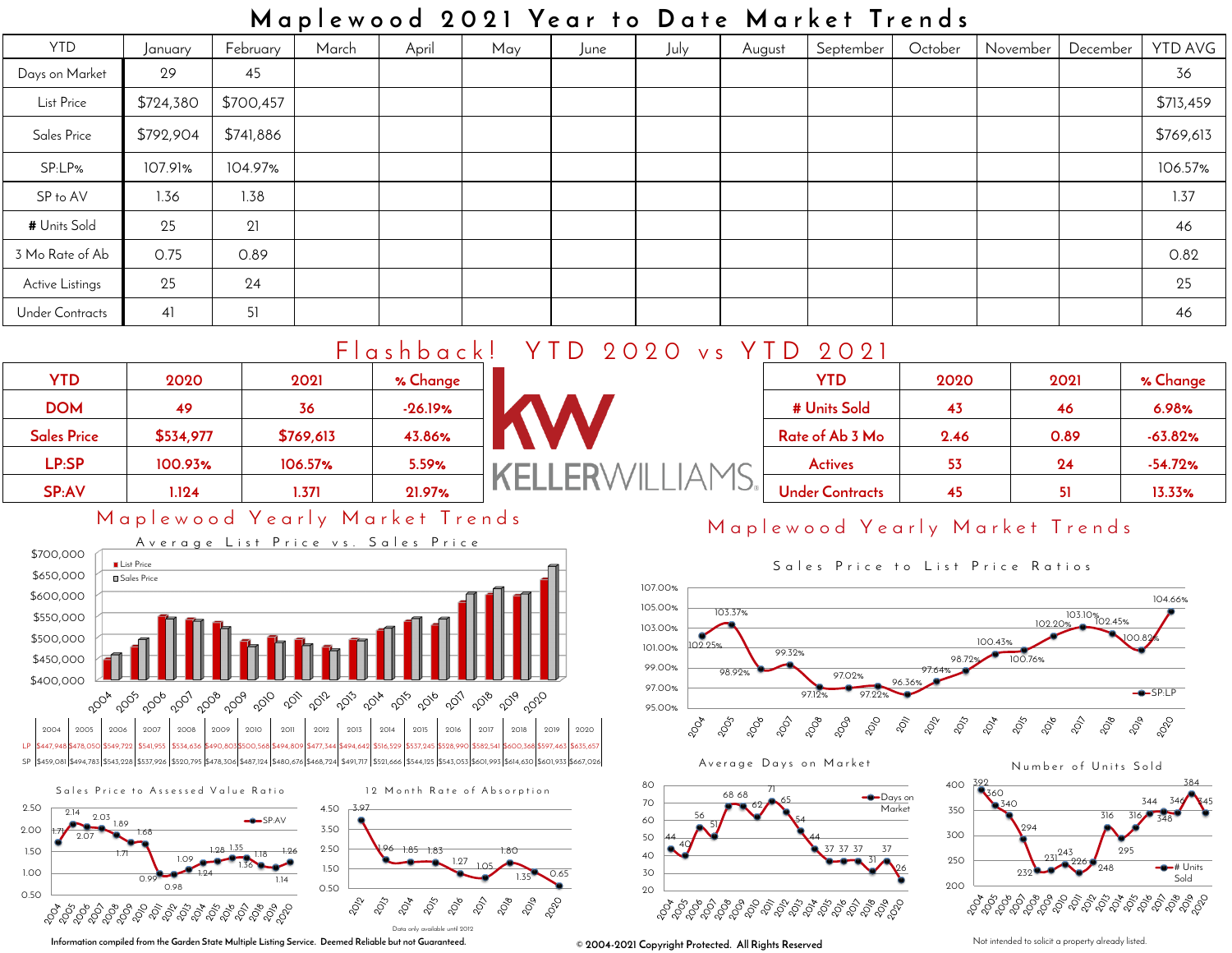# Maplewood 2021 Year to Date Market Trends

| YTD | January | February | March | April | May | June | July | August | September | October | November | December | YTD AVG |
|---|---|---|---|---|---|---|---|---|---|---|---|---|---|
| Days on Market | 29 | 45 | | | | | | | | | | | 36 |
| List Price | $724,380 | $700,457 | | | | | | | | | | | $713,459 |
| Sales Price | $792,904 | $741,886 | | | | | | | | | | | $769,613 |
| SP:LP% | 107.91% | 104.97% | | | | | | | | | | | 106.57% |
| SP to AV | 1.36 | 1.38 | | | | | | | | | | | 1.37 |
| # Units Sold | 25 | 21 | | | | | | | | | | | 46 |
| 3 Mo Rate of Ab | 0.75 | 0.89 | | | | | | | | | | | 0.82 |
| Active Listings | 25 | 24 | | | | | | | | | | | 25 |
| Under Contracts | 41 | 51 | | | | | | | | | | | 46 |

## Flashback! YTD 2020 vs YTD 2021

| YTD | 2020 | 2021 | % Change |
|---|---|---|---|
| DOM | 49 | 36 | -26.19% |
| Sales Price | $534,977 | $769,613 | 43.86% |
| LP:SP | 100.93% | 106.57% | 5.59% |
| SP:AV | 1.124 | 1.371 | 21.97% |

KELLERWILLIAMS

| YTD | 2020 | 2021 | % Change |
|---|---|---|---|
| # Units Sold | 43 | 46 | 6.98% |
| Rate of Ab 3 Mo | 2.46 | 0.89 | -63.82% |
| Actives | 53 | 24 | -54.72% |
| Under Contracts | 45 | 51 | 13.33% |

## Maplewood Yearly Market Trends

Average List Price vs. Sales Price

List Price
Sales Price

| | 2004 | 2005 | 2006 | 2007 | 2008 | 2009 | 2010 | 2011 | 2012 | 2013 | 2014 | 2015 | 2016 | 2017 | 2018 | 2019 | 2020 |
|---|---|---|---|---|---|---|---|---|---|---|---|---|---|---|---|---|---|
| LP | $447,948 | $478,050 | $549,722 | $541,955 | $534,636 | $490,803 | $500,568 | $494,809 | $477,344 | $494,642 | $516,529 | $537,245 | $528,990 | $582,541 | $600,368 | $597,463 | $635,657 |
| SP | $459,081 | $494,783 | $543,228 | $537,926 | $520,795 | $478,306 | $487,124 | $480,676 | $468,724 | $491,717 | $521,666 | $544,125 | $543,053 | $601,993 | $614,630 | $601,933 | $667,026 |

## Maplewood Yearly Market Trends

Sales Price to List Price Ratios

SP:LP

102.25%, 103.37%, 98.92%, 99.32%, 97.12%, 97.02%, 97.22%, 96.36%, 97.64%, 98.72%, 100.43%, 100.76%, 102.20%, 103.10%, 102.45%, 100.82%, 104.66%

Sales Price to Assessed Value Ratio

SP:AV

1.71, 2.14, 2.07, 2.03, 1.89, 1.71, 1.68, 0.99, 0.98, 1.09, 1.24, 1.28, 1.35, 1.36, 1.18, 1.14, 1.26

12 Month Rate of Absorption

3.97, 1.96, 1.85, 1.83, 1.27, 1.05, 1.80, 1.35, 0.65

Data only available until 2012

Average Days on Market

Days on Market

44, 40, 56, 51, 68, 68, 62, 71, 65, 54, 44, 37, 37, 37, 31, 37, 26

Number of Units Sold

# Units Sold

392, 360, 340, 294, 232, 231, 243, 226, 248, 316, 295, 316, 344, 348, 346, 384, 345

Information compiled from the Garden State Multiple Listing Service. Deemed Reliable but not Guaranteed.

© 2004-2021 Copyright Protected. All Rights Reserved

Not intended to solicit a property already listed.